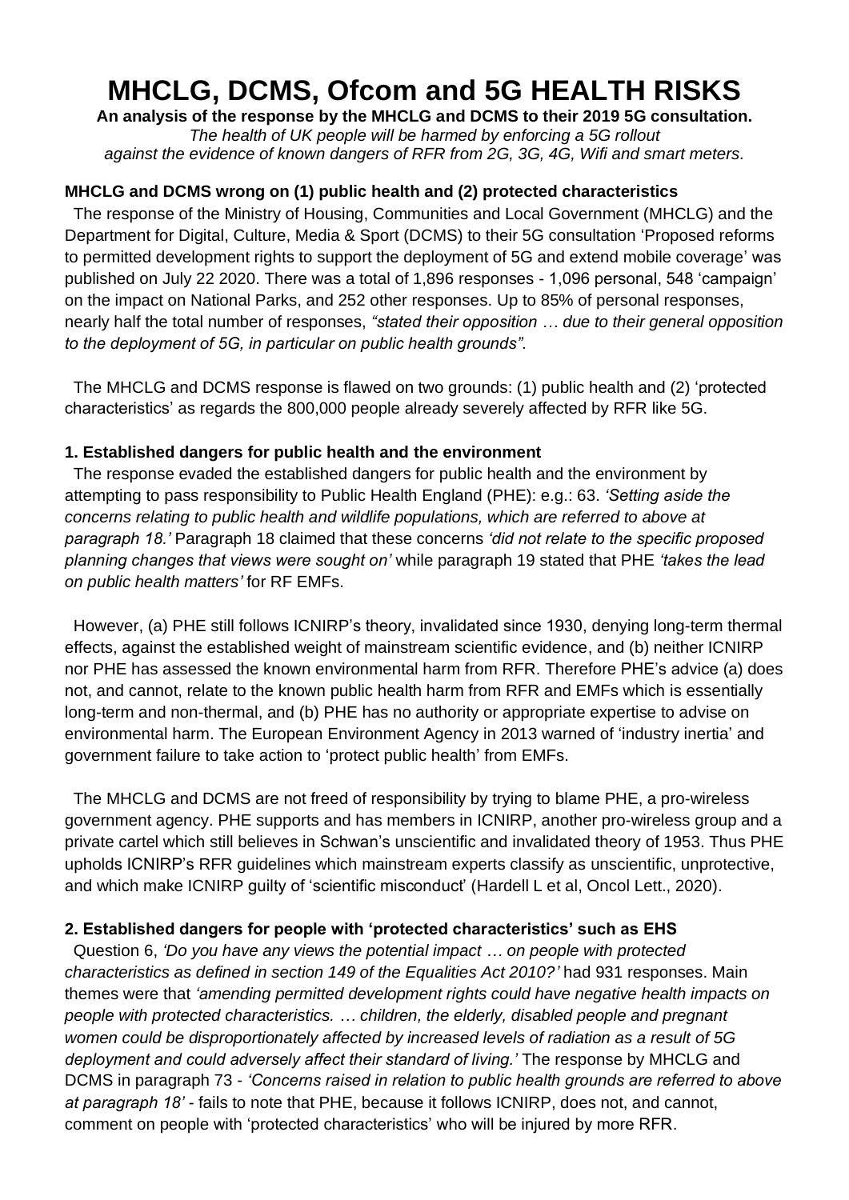# MHCLG, DCMS, Ofcom and 5G HEALTH RISKS

**An analysis of the response by the MHCLG and DCMS to their 2019 5G consultation.**

*The health of UK people will be harmed by enforcing a 5G rollout against the evidence of known dangers of RFR from 2G, 3G, 4G, Wifi and smart meters.*

### MHCLG and DCMS wrong on (1) public health and (2) protected characteristics

The response of the Ministry of Housing, Communities and Local Government (MHCLG) and the Department for Digital, Culture, Media & Sport (DCMS) to their 5G consultation 'Proposed reforms to permitted development rights to support the deployment of 5G and extend mobile coverage' was published on July 22 2020. There was a total of 1,896 responses - 1,096 personal, 548 'campaign' on the impact on National Parks, and 252 other responses. Up to 85% of personal responses, nearly half the total number of responses, *"stated their opposition … due to their general opposition to the deployment of 5G, in particular on public health grounds".*

The MHCLG and DCMS response is flawed on two grounds: (1) public health and (2) 'protected characteristics' as regards the 800,000 people already severely affected by RFR like 5G.

### 1. Established dangers for public health and the environment

The response evaded the established dangers for public health and the environment by attempting to pass responsibility to Public Health England (PHE): e.g.: 63. *'Setting aside the concerns relating to public health and wildlife populations, which are referred to above at paragraph 18.'* Paragraph 18 claimed that these concerns *'did not relate to the specific proposed planning changes that views were sought on'* while paragraph 19 stated that PHE *'takes the lead on public health matters'* for RF EMFs.

However, (a) PHE still follows ICNIRP's theory, invalidated since 1930, denying long-term thermal effects, against the established weight of mainstream scientific evidence, and (b) neither ICNIRP nor PHE has assessed the known environmental harm from RFR. Therefore PHE's advice (a) does not, and cannot, relate to the known public health harm from RFR and EMFs which is essentially long-term and non-thermal, and (b) PHE has no authority or appropriate expertise to advise on environmental harm. The European Environment Agency in 2013 warned of 'industry inertia' and government failure to take action to 'protect public health' from EMFs.

The MHCLG and DCMS are not freed of responsibility by trying to blame PHE, a pro-wireless government agency. PHE supports and has members in ICNIRP, another pro-wireless group and a private cartel which still believes in Schwan's unscientific and invalidated theory of 1953. Thus PHE upholds ICNIRP's RFR guidelines which mainstream experts classify as unscientific, unprotective, and which make ICNIRP guilty of 'scientific misconduct' (Hardell L et al, Oncol Lett., 2020).

### 2. Established dangers for people with 'protected characteristics' such as EHS

Question 6, *'Do you have any views the potential impact … on people with protected characteristics as defined in section 149 of the Equalities Act 2010?'* had 931 responses. Main themes were that *'amending permitted development rights could have negative health impacts on people with protected characteristics. … children, the elderly, disabled people and pregnant women could be disproportionately affected by increased levels of radiation as a result of 5G deployment and could adversely affect their standard of living.'* The response by MHCLG and DCMS in paragraph 73 - *'Concerns raised in relation to public health grounds are referred to above at paragraph 18'* - fails to note that PHE, because it follows ICNIRP, does not, and cannot, comment on people with 'protected characteristics' who will be injured by more RFR.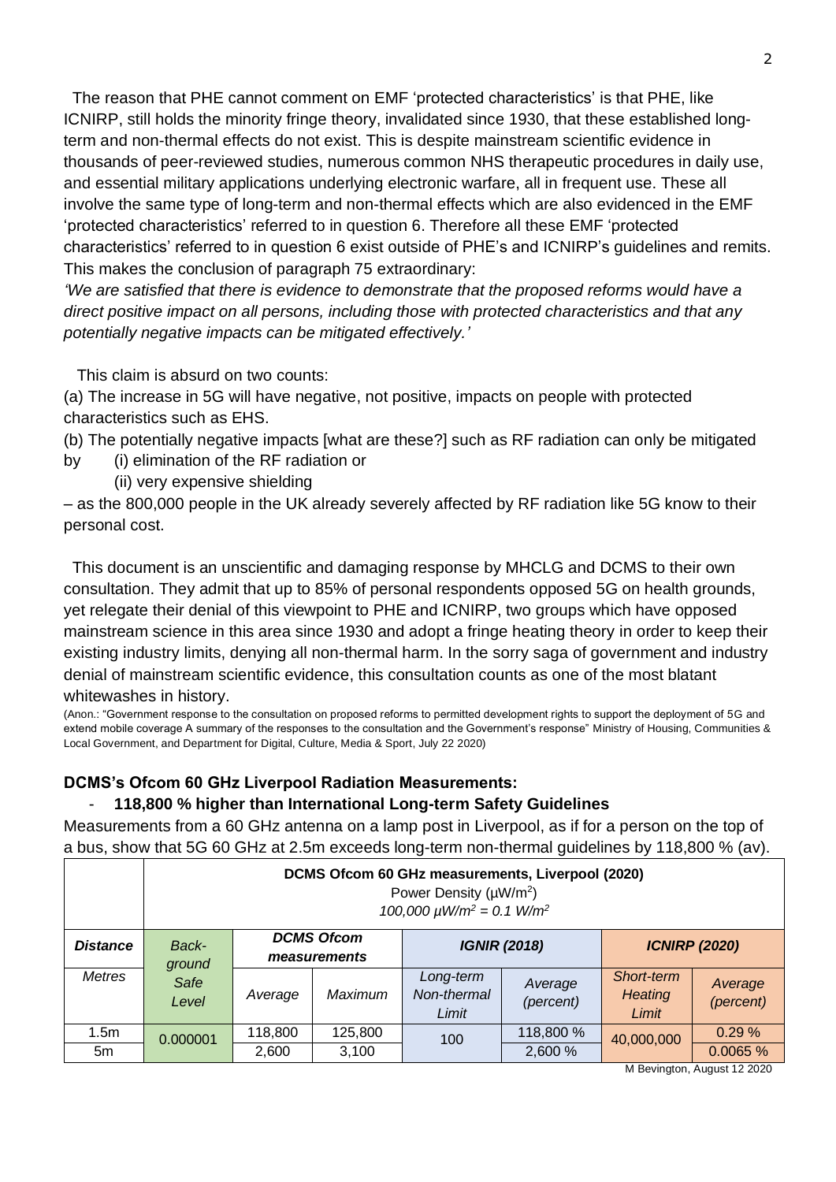The reason that PHE cannot comment on EMF 'protected characteristics' is that PHE, like ICNIRP, still holds the minority fringe theory, invalidated since 1930, that these established long-term and non-thermal effects do not exist. This is despite mainstream scientific evidence in thousands of peer-reviewed studies, numerous common NHS therapeutic procedures in daily use, and essential military applications underlying electronic warfare, all in frequent use. These all involve the same type of long-term and non-thermal effects which are also evidenced in the EMF 'protected characteristics' referred to in question 6. Therefore all these EMF 'protected characteristics' referred to in question 6 exist outside of PHE's and ICNIRP's guidelines and remits. This makes the conclusion of paragraph 75 extraordinary:

*'We are satisfied that there is evidence to demonstrate that the proposed reforms would have a direct positive impact on all persons, including those with protected characteristics and that any potentially negative impacts can be mitigated effectively.'*

This claim is absurd on two counts:

(a) The increase in 5G will have negative, not positive, impacts on people with protected characteristics such as EHS.

(b) The potentially negative impacts [what are these?] such as RF radiation can only be mitigated by (i) elimination of the RF radiation or

(ii) very expensive shielding

– as the 800,000 people in the UK already severely affected by RF radiation like 5G know to their personal cost.

This document is an unscientific and damaging response by MHCLG and DCMS to their own consultation. They admit that up to 85% of personal respondents opposed 5G on health grounds, yet relegate their denial of this viewpoint to PHE and ICNIRP, two groups which have opposed mainstream science in this area since 1930 and adopt a fringe heating theory in order to keep their existing industry limits, denying all non-thermal harm. In the sorry saga of government and industry denial of mainstream scientific evidence, this consultation counts as one of the most blatant whitewashes in history.

(Anon.: "Government response to the consultation on proposed reforms to permitted development rights to support the deployment of 5G and extend mobile coverage A summary of the responses to the consultation and the Government's response" Ministry of Housing, Communities & Local Government, and Department for Digital, Culture, Media & Sport, July 22 2020)

**DCMS's Ofcom 60 GHz Liverpool Radiation Measurements:**

- **118,800 % higher than International Long-term Safety Guidelines**

Measurements from a 60 GHz antenna on a lamp post in Liverpool, as if for a person on the top of a bus, show that 5G 60 GHz at 2.5m exceeds long-term non-thermal guidelines by 118,800 % (av).

| | **DCMS Ofcom 60 GHz measurements, Liverpool (2020)** Power Density ($\mu W/m^2$) *100,000 $\mu W/m^2$ = 0.1 $W/m^2$* | | | | | | |
|---|---|---|---|---|---|---|---|
| ***Distance*** | *Back-ground* | ***DCMS Ofcom measurements*** | | ***IGNIR (2018)*** | | ***ICNIRP (2020)*** | |
| *Metres* | *Safe Level* | *Average* | *Maximum* | *Long-term Non-thermal Limit* | *Average (percent)* | *Short-term Heating Limit* | *Average (percent)* |
| 1.5m | 0.000001 | 118,800 | 125,800 | 100 | 118,800 % | 40,000,000 | 0.29 % |
| 5m | | 2,600 | 3,100 | | 2,600 % | | 0.0065 % |

M Bevington, August 12 2020